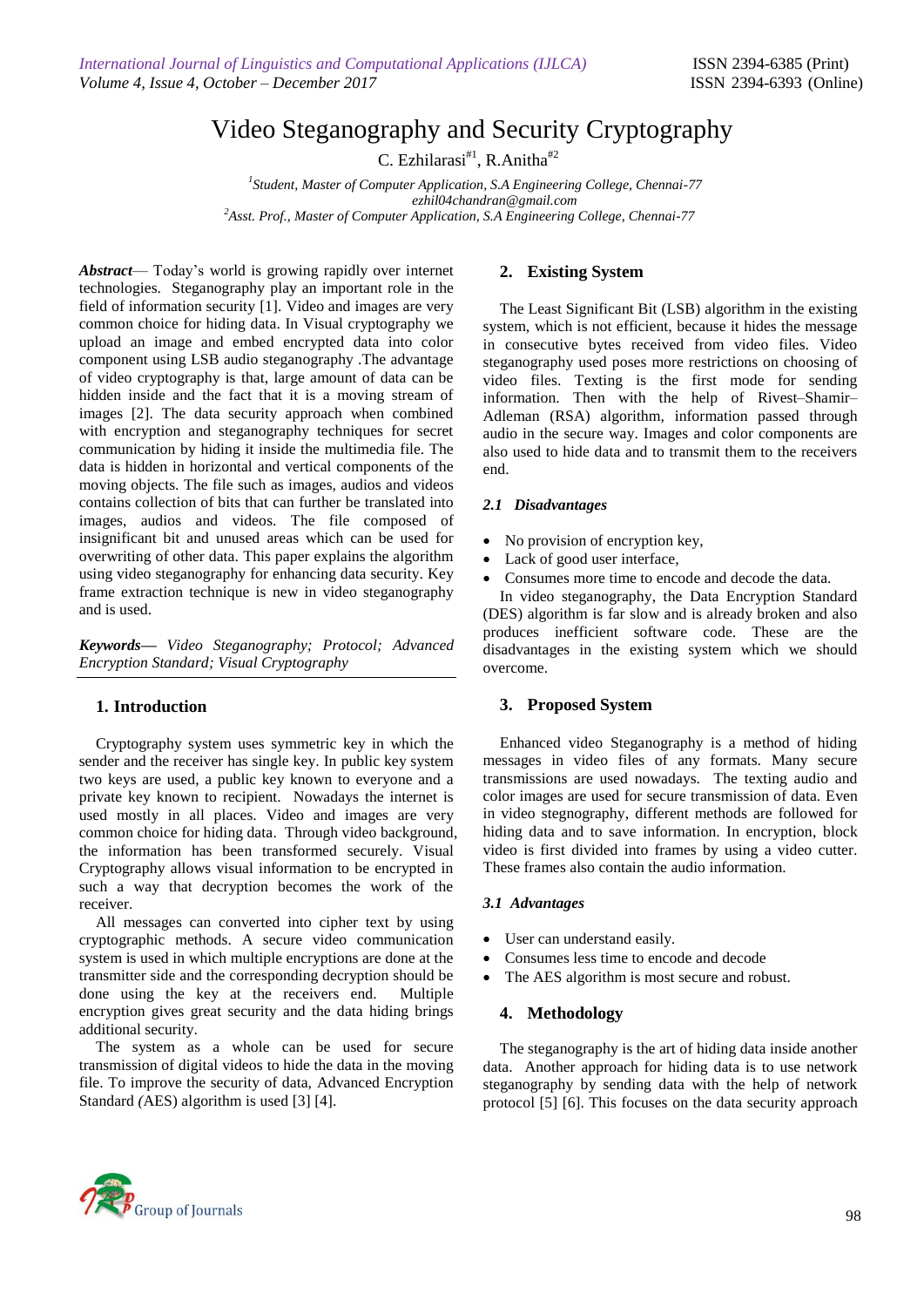# Video Steganography and Security Cryptography

C. Ezhilarasi[#1], R.Anitha[#2]

[1]*Student, Master of Computer Application, S.A Engineering College, Chennai-77*
*ezhil04chandran@gmail.com*
[2]*Asst. Prof., Master of Computer Application, S.A Engineering College, Chennai-77*

***Abstract***— Today's world is growing rapidly over internet technologies. Steganography play an important role in the field of information security [1]. Video and images are very common choice for hiding data. In Visual cryptography we upload an image and embed encrypted data into color component using LSB audio steganography .The advantage of video cryptography is that, large amount of data can be hidden inside and the fact that it is a moving stream of images [2]. The data security approach when combined with encryption and steganography techniques for secret communication by hiding it inside the multimedia file. The data is hidden in horizontal and vertical components of the moving objects. The file such as images, audios and videos contains collection of bits that can further be translated into images, audios and videos. The file composed of insignificant bit and unused areas which can be used for overwriting of other data. This paper explains the algorithm using video steganography for enhancing data security. Key frame extraction technique is new in video steganography and is used.

***Keywords—*** *Video Steganography; Protocol; Advanced Encryption Standard; Visual Cryptography*

## 1. Introduction

Cryptography system uses symmetric key in which the sender and the receiver has single key. In public key system two keys are used, a public key known to everyone and a private key known to recipient. Nowadays the internet is used mostly in all places. Video and images are very common choice for hiding data. Through video background, the information has been transformed securely. Visual Cryptography allows visual information to be encrypted in such a way that decryption becomes the work of the receiver.

All messages can converted into cipher text by using cryptographic methods. A secure video communication system is used in which multiple encryptions are done at the transmitter side and the corresponding decryption should be done using the key at the receivers end. Multiple encryption gives great security and the data hiding brings additional security.

The system as a whole can be used for secure transmission of digital videos to hide the data in the moving file. To improve the security of data, Advanced Encryption Standard *(*AES) algorithm is used [3] [4].

## 2. Existing System

The Least Significant Bit (LSB) algorithm in the existing system, which is not efficient, because it hides the message in consecutive bytes received from video files. Video steganography used poses more restrictions on choosing of video files. Texting is the first mode for sending information. Then with the help of Rivest–Shamir–Adleman (RSA) algorithm, information passed through audio in the secure way. Images and color components are also used to hide data and to transmit them to the receivers end.

### *2.1 Disadvantages*

- No provision of encryption key,
- Lack of good user interface,
- Consumes more time to encode and decode the data.

In video steganography, the Data Encryption Standard (DES) algorithm is far slow and is already broken and also produces inefficient software code. These are the disadvantages in the existing system which we should overcome.

## 3. Proposed System

Enhanced video Steganography is a method of hiding messages in video files of any formats. Many secure transmissions are used nowadays. The texting audio and color images are used for secure transmission of data. Even in video stegnography, different methods are followed for hiding data and to save information. In encryption, block video is first divided into frames by using a video cutter. These frames also contain the audio information.

### *3.1 Advantages*

- User can understand easily.
- Consumes less time to encode and decode
- The AES algorithm is most secure and robust.

## 4. Methodology

The steganography is the art of hiding data inside another data. Another approach for hiding data is to use network steganography by sending data with the help of network protocol [5] [6]. This focuses on the data security approach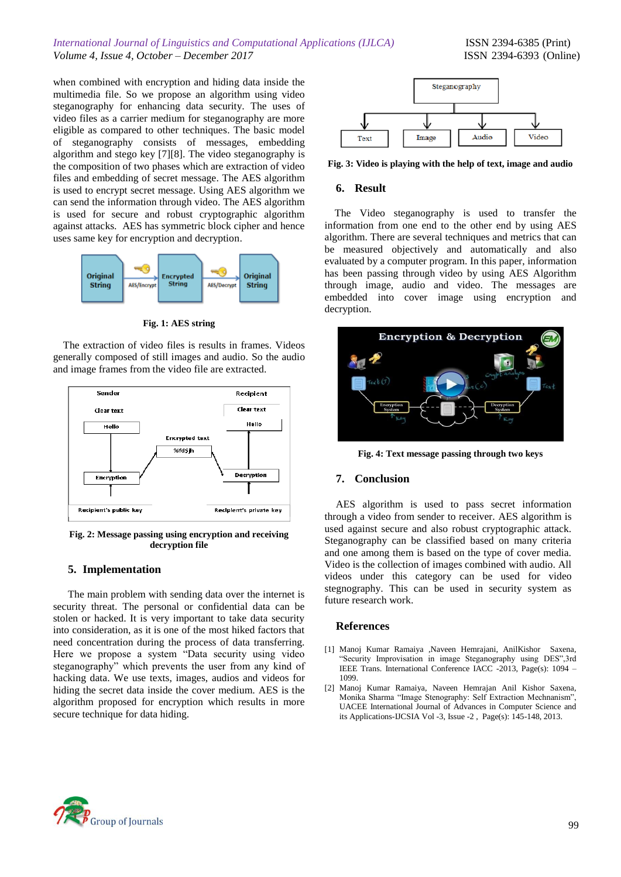when combined with encryption and hiding data inside the multimedia file. So we propose an algorithm using video steganography for enhancing data security. The uses of video files as a carrier medium for steganography are more eligible as compared to other techniques. The basic model of steganography consists of messages, embedding algorithm and stego key [7][8]. The video steganography is the composition of two phases which are extraction of video files and embedding of secret message. The AES algorithm is used to encrypt secret message. Using AES algorithm we can send the information through video. The AES algorithm is used for secure and robust cryptographic algorithm against attacks. AES has symmetric block cipher and hence uses same key for encryption and decryption.

**Fig. 1: AES string**

The extraction of video files is results in frames. Videos generally composed of still images and audio. So the audio and image frames from the video file are extracted.

**Fig. 2: Message passing using encryption and receiving decryption file**

## 5. Implementation

The main problem with sending data over the internet is security threat. The personal or confidential data can be stolen or hacked. It is very important to take data security into consideration, as it is one of the most hiked factors that need concentration during the process of data transferring. Here we propose a system "Data security using video steganography" which prevents the user from any kind of hacking data. We use texts, images, audios and videos for hiding the secret data inside the cover medium. AES is the algorithm proposed for encryption which results in more secure technique for data hiding.

**Fig. 3: Video is playing with the help of text, image and audio**

## 6. Result

The Video steganography is used to transfer the information from one end to the other end by using AES algorithm. There are several techniques and metrics that can be measured objectively and automatically and also evaluated by a computer program. In this paper, information has been passing through video by using AES Algorithm through image, audio and video. The messages are embedded into cover image using encryption and decryption.

**Fig. 4: Text message passing through two keys**

## 7. Conclusion

AES algorithm is used to pass secret information through a video from sender to receiver. AES algorithm is used against secure and also robust cryptographic attack. Steganography can be classified based on many criteria and one among them is based on the type of cover media. Video is the collection of images combined with audio. All videos under this category can be used for video stegnography. This can be used in security system as future research work.

## References

[1] Manoj Kumar Ramaiya ,Naveen Hemrajani, AnilKishor Saxena, "Security Improvisation in image Steganography using DES",3rd IEEE Trans. International Conference IACC -2013, Page(s): 1094 – 1099.

[2] Manoj Kumar Ramaiya, Naveen Hemrajan Anil Kishor Saxena, Monika Sharma "Image Stenography: Self Extraction Mechnanism", UACEE International Journal of Advances in Computer Science and its Applications-IJCSIA Vol -3, Issue -2 , Page(s): 145-148, 2013.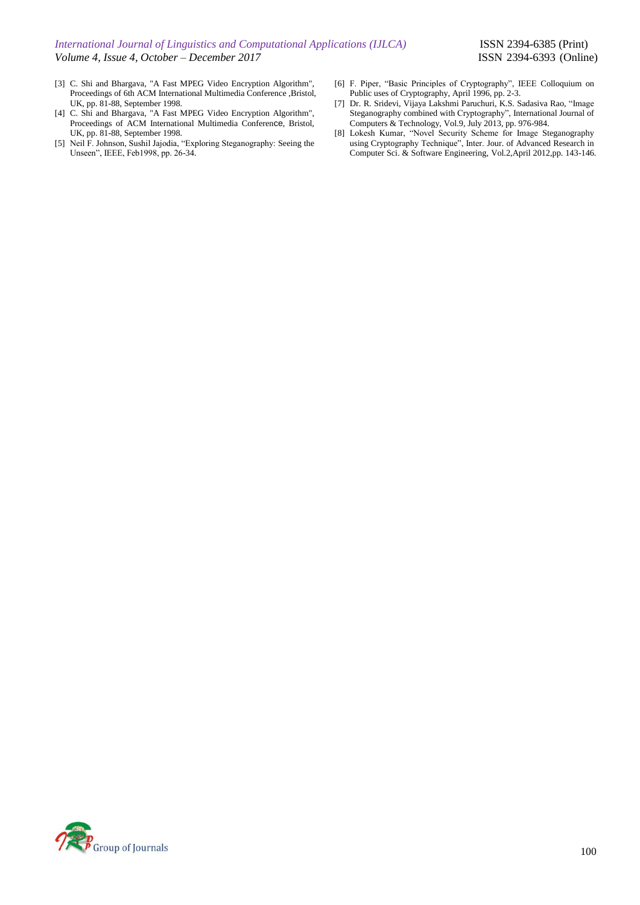[3] C. Shi and Bhargava, "A Fast MPEG Video Encryption Algorithm", Proceedings of 6th ACM International Multimedia Conference ,Bristol, UK, pp. 81-88, September 1998.

[4] C. Shi and Bhargava, "A Fast MPEG Video Encryption Algorithm", Proceedings of ACM International Multimedia Conference, Bristol, UK, pp. 81-88, September 1998.

[5] Neil F. Johnson, Sushil Jajodia, "Exploring Steganography: Seeing the Unseen", IEEE, Feb1998, pp. 26-34.

[6] F. Piper, "Basic Principles of Cryptography", IEEE Colloquium on Public uses of Cryptography, April 1996, pp. 2-3.

[7] Dr. R. Sridevi, Vijaya Lakshmi Paruchuri, K.S. Sadasiva Rao, "Image Steganography combined with Cryptography", International Journal of Computers & Technology, Vol.9, July 2013, pp. 976-984.

[8] Lokesh Kumar, "Novel Security Scheme for Image Steganography using Cryptography Technique", Inter. Jour. of Advanced Research in Computer Sci. & Software Engineering, Vol.2,April 2012,pp. 143-146.